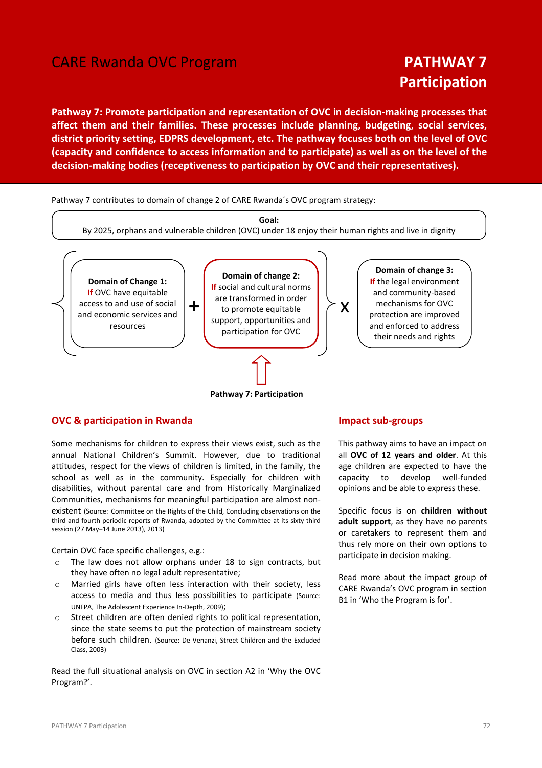CARE Rwanda OVC Program

# PATHWAY 7 Participation

**Pathway 7: Promote participation and representation of OVC in decision-making processes that affect them and their families. These processes include planning, budgeting, social services, district priority setting, EDPRS development, etc. The pathway focuses both on the level of OVC (capacity and confidence to access information and to participate) as well as on the level of the decision-making bodies (receptiveness to participation by OVC and their representatives).**

Pathway 7 contributes to domain of change 2 of CARE Rwanda´s OVC program strategy:

**Goal:**
By 2025, orphans and vulnerable children (OVC) under 18 enjoy their human rights and live in dignity

**Domain of Change 1:**
If OVC have equitable access to and use of social and economic services and resources

+

**Domain of change 2:**
If social and cultural norms are transformed in order to promote equitable support, opportunities and participation for OVC

X

**Domain of change 3:**
If the legal environment and community-based mechanisms for OVC protection are improved and enforced to address their needs and rights

**Pathway 7: Participation**

## OVC & participation in Rwanda

Some mechanisms for children to express their views exist, such as the annual National Children's Summit. However, due to traditional attitudes, respect for the views of children is limited, in the family, the school as well as in the community. Especially for children with disabilities, without parental care and from Historically Marginalized Communities, mechanisms for meaningful participation are almost non-existent (Source: Committee on the Rights of the Child, Concluding observations on the third and fourth periodic reports of Rwanda, adopted by the Committee at its sixty-third session (27 May–14 June 2013), 2013)

Certain OVC face specific challenges, e.g.:

- The law does not allow orphans under 18 to sign contracts, but they have often no legal adult representative;
- Married girls have often less interaction with their society, less access to media and thus less possibilities to participate (Source: UNFPA, The Adolescent Experience In-Depth, 2009);
- Street children are often denied rights to political representation, since the state seems to put the protection of mainstream society before such children. (Source: De Venanzi, Street Children and the Excluded Class, 2003)

Read the full situational analysis on OVC in section A2 in 'Why the OVC Program?'.

## Impact sub-groups

This pathway aims to have an impact on all **OVC of 12 years and older**. At this age children are expected to have the capacity to develop well-funded opinions and be able to express these.

Specific focus is on **children without adult support**, as they have no parents or caretakers to represent them and thus rely more on their own options to participate in decision making.

Read more about the impact group of CARE Rwanda's OVC program in section B1 in 'Who the Program is for'.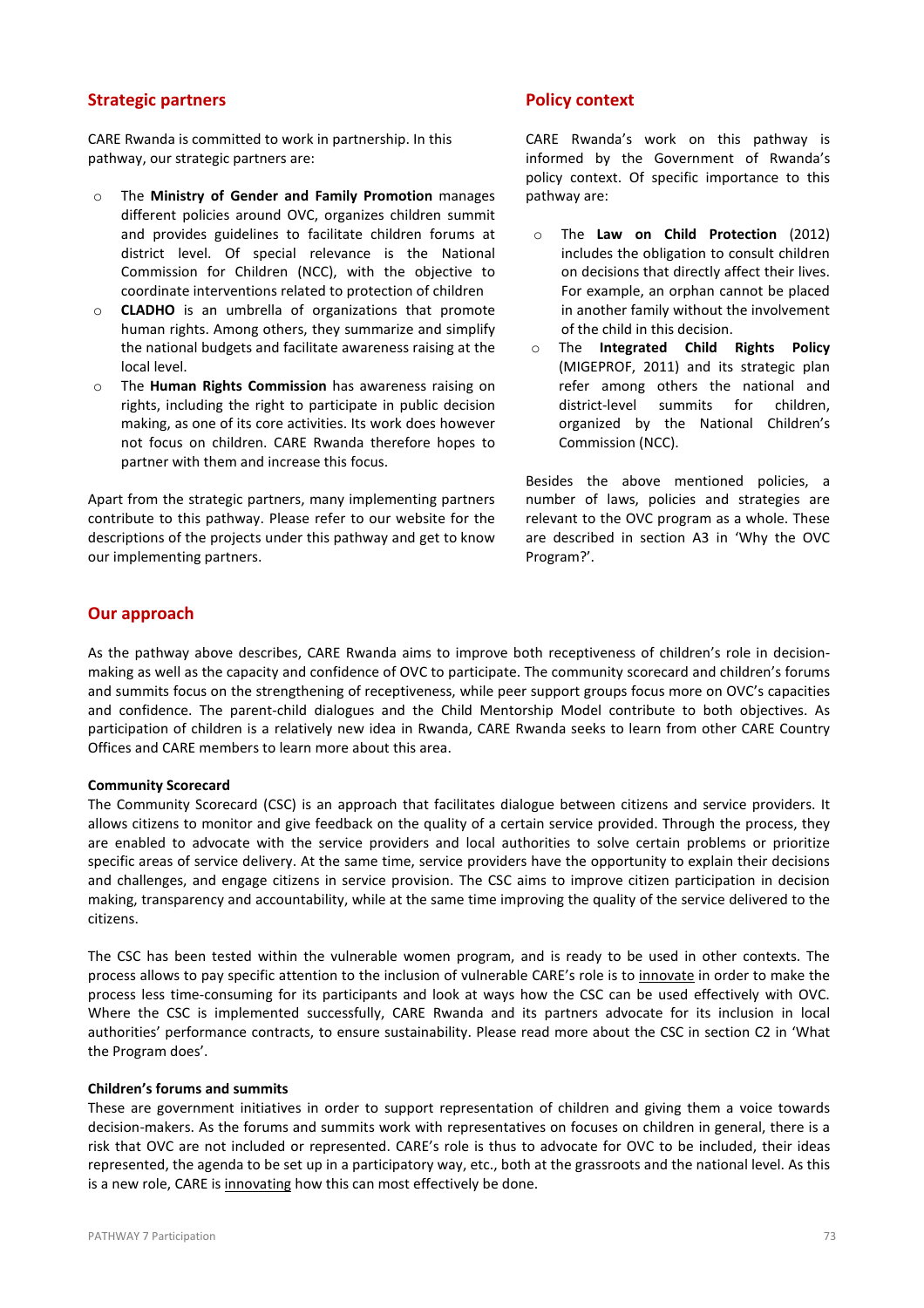## Strategic partners

CARE Rwanda is committed to work in partnership. In this pathway, our strategic partners are:

- The **Ministry of Gender and Family Promotion** manages different policies around OVC, organizes children summit and provides guidelines to facilitate children forums at district level. Of special relevance is the National Commission for Children (NCC), with the objective to coordinate interventions related to protection of children
- **CLADHO** is an umbrella of organizations that promote human rights. Among others, they summarize and simplify the national budgets and facilitate awareness raising at the local level.
- The **Human Rights Commission** has awareness raising on rights, including the right to participate in public decision making, as one of its core activities. Its work does however not focus on children. CARE Rwanda therefore hopes to partner with them and increase this focus.

Apart from the strategic partners, many implementing partners contribute to this pathway. Please refer to our website for the descriptions of the projects under this pathway and get to know our implementing partners.

## Policy context

CARE Rwanda's work on this pathway is informed by the Government of Rwanda's policy context. Of specific importance to this pathway are:

- The **Law on Child Protection** (2012) includes the obligation to consult children on decisions that directly affect their lives. For example, an orphan cannot be placed in another family without the involvement of the child in this decision.
- The **Integrated Child Rights Policy** (MIGEPROF, 2011) and its strategic plan refer among others the national and district-level summits for children, organized by the National Children's Commission (NCC).

Besides the above mentioned policies, a number of laws, policies and strategies are relevant to the OVC program as a whole. These are described in section A3 in 'Why the OVC Program?'.

## Our approach

As the pathway above describes, CARE Rwanda aims to improve both receptiveness of children's role in decision-making as well as the capacity and confidence of OVC to participate. The community scorecard and children's forums and summits focus on the strengthening of receptiveness, while peer support groups focus more on OVC's capacities and confidence. The parent-child dialogues and the Child Mentorship Model contribute to both objectives. As participation of children is a relatively new idea in Rwanda, CARE Rwanda seeks to learn from other CARE Country Offices and CARE members to learn more about this area.

**Community Scorecard**

The Community Scorecard (CSC) is an approach that facilitates dialogue between citizens and service providers. It allows citizens to monitor and give feedback on the quality of a certain service provided. Through the process, they are enabled to advocate with the service providers and local authorities to solve certain problems or prioritize specific areas of service delivery. At the same time, service providers have the opportunity to explain their decisions and challenges, and engage citizens in service provision. The CSC aims to improve citizen participation in decision making, transparency and accountability, while at the same time improving the quality of the service delivered to the citizens.

The CSC has been tested within the vulnerable women program, and is ready to be used in other contexts. The process allows to pay specific attention to the inclusion of vulnerable CARE's role is to innovate in order to make the process less time-consuming for its participants and look at ways how the CSC can be used effectively with OVC. Where the CSC is implemented successfully, CARE Rwanda and its partners advocate for its inclusion in local authorities' performance contracts, to ensure sustainability. Please read more about the CSC in section C2 in 'What the Program does'.

**Children's forums and summits**

These are government initiatives in order to support representation of children and giving them a voice towards decision-makers. As the forums and summits work with representatives on focuses on children in general, there is a risk that OVC are not included or represented. CARE's role is thus to advocate for OVC to be included, their ideas represented, the agenda to be set up in a participatory way, etc., both at the grassroots and the national level. As this is a new role, CARE is innovating how this can most effectively be done.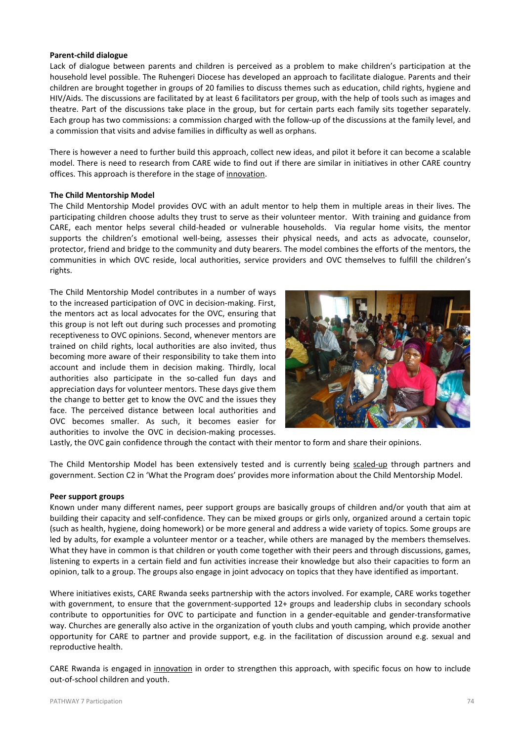**Parent-child dialogue**

Lack of dialogue between parents and children is perceived as a problem to make children's participation at the household level possible. The Ruhengeri Diocese has developed an approach to facilitate dialogue. Parents and their children are brought together in groups of 20 families to discuss themes such as education, child rights, hygiene and HIV/Aids. The discussions are facilitated by at least 6 facilitators per group, with the help of tools such as images and theatre. Part of the discussions take place in the group, but for certain parts each family sits together separately. Each group has two commissions: a commission charged with the follow-up of the discussions at the family level, and a commission that visits and advise families in difficulty as well as orphans.

There is however a need to further build this approach, collect new ideas, and pilot it before it can become a scalable model. There is need to research from CARE wide to find out if there are similar in initiatives in other CARE country offices. This approach is therefore in the stage of innovation.

**The Child Mentorship Model**

The Child Mentorship Model provides OVC with an adult mentor to help them in multiple areas in their lives. The participating children choose adults they trust to serve as their volunteer mentor. With training and guidance from CARE, each mentor helps several child-headed or vulnerable households. Via regular home visits, the mentor supports the children's emotional well-being, assesses their physical needs, and acts as advocate, counselor, protector, friend and bridge to the community and duty bearers. The model combines the efforts of the mentors, the communities in which OVC reside, local authorities, service providers and OVC themselves to fulfill the children's rights.

The Child Mentorship Model contributes in a number of ways to the increased participation of OVC in decision-making. First, the mentors act as local advocates for the OVC, ensuring that this group is not left out during such processes and promoting receptiveness to OVC opinions. Second, whenever mentors are trained on child rights, local authorities are also invited, thus becoming more aware of their responsibility to take them into account and include them in decision making. Thirdly, local authorities also participate in the so-called fun days and appreciation days for volunteer mentors. These days give them the change to better get to know the OVC and the issues they face. The perceived distance between local authorities and OVC becomes smaller. As such, it becomes easier for authorities to involve the OVC in decision-making processes. Lastly, the OVC gain confidence through the contact with their mentor to form and share their opinions.

The Child Mentorship Model has been extensively tested and is currently being scaled-up through partners and government. Section C2 in 'What the Program does' provides more information about the Child Mentorship Model.

**Peer support groups**

Known under many different names, peer support groups are basically groups of children and/or youth that aim at building their capacity and self-confidence. They can be mixed groups or girls only, organized around a certain topic (such as health, hygiene, doing homework) or be more general and address a wide variety of topics. Some groups are led by adults, for example a volunteer mentor or a teacher, while others are managed by the members themselves. What they have in common is that children or youth come together with their peers and through discussions, games, listening to experts in a certain field and fun activities increase their knowledge but also their capacities to form an opinion, talk to a group. The groups also engage in joint advocacy on topics that they have identified as important.

Where initiatives exists, CARE Rwanda seeks partnership with the actors involved. For example, CARE works together with government, to ensure that the government-supported 12+ groups and leadership clubs in secondary schools contribute to opportunities for OVC to participate and function in a gender-equitable and gender-transformative way. Churches are generally also active in the organization of youth clubs and youth camping, which provide another opportunity for CARE to partner and provide support, e.g. in the facilitation of discussion around e.g. sexual and reproductive health.

CARE Rwanda is engaged in innovation in order to strengthen this approach, with specific focus on how to include out-of-school children and youth.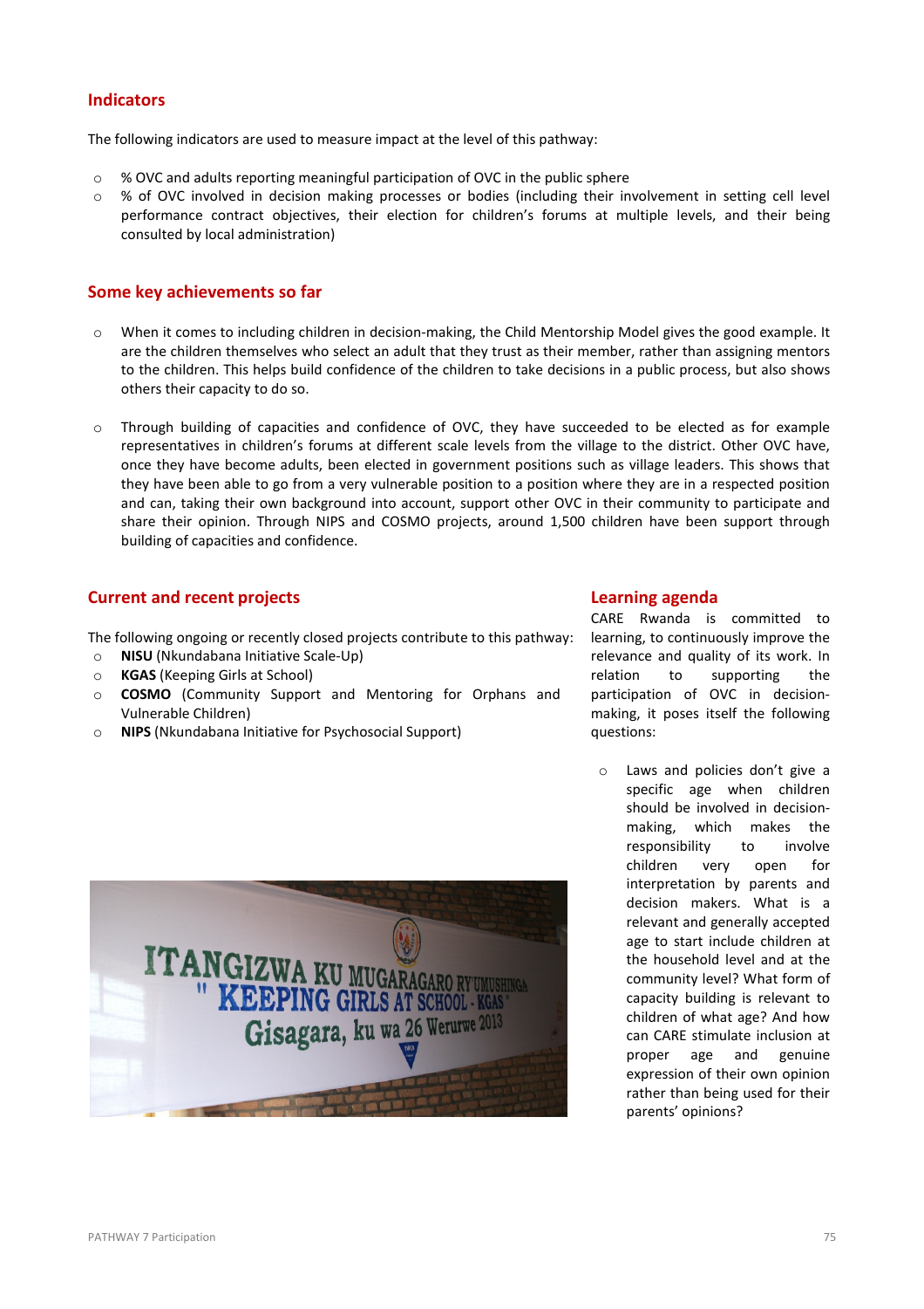## Indicators

The following indicators are used to measure impact at the level of this pathway:

- % OVC and adults reporting meaningful participation of OVC in the public sphere
- % of OVC involved in decision making processes or bodies (including their involvement in setting cell level performance contract objectives, their election for children's forums at multiple levels, and their being consulted by local administration)

## Some key achievements so far

- When it comes to including children in decision-making, the Child Mentorship Model gives the good example. It are the children themselves who select an adult that they trust as their member, rather than assigning mentors to the children. This helps build confidence of the children to take decisions in a public process, but also shows others their capacity to do so.

- Through building of capacities and confidence of OVC, they have succeeded to be elected as for example representatives in children's forums at different scale levels from the village to the district. Other OVC have, once they have become adults, been elected in government positions such as village leaders. This shows that they have been able to go from a very vulnerable position to a position where they are in a respected position and can, taking their own background into account, support other OVC in their community to participate and share their opinion. Through NIPS and COSMO projects, around 1,500 children have been support through building of capacities and confidence.

## Current and recent projects

The following ongoing or recently closed projects contribute to this pathway:

- **NISU** (Nkundabana Initiative Scale-Up)
- **KGAS** (Keeping Girls at School)
- **COSMO** (Community Support and Mentoring for Orphans and Vulnerable Children)
- **NIPS** (Nkundabana Initiative for Psychosocial Support)

## Learning agenda

CARE Rwanda is committed to learning, to continuously improve the relevance and quality of its work. In relation to supporting the participation of OVC in decision-making, it poses itself the following questions:

- Laws and policies don't give a specific age when children should be involved in decision-making, which makes the responsibility to involve children very open for interpretation by parents and decision makers. What is a relevant and generally accepted age to start include children at the household level and at the community level? What form of capacity building is relevant to children of what age? And how can CARE stimulate inclusion at proper age and genuine expression of their own opinion rather than being used for their parents' opinions?